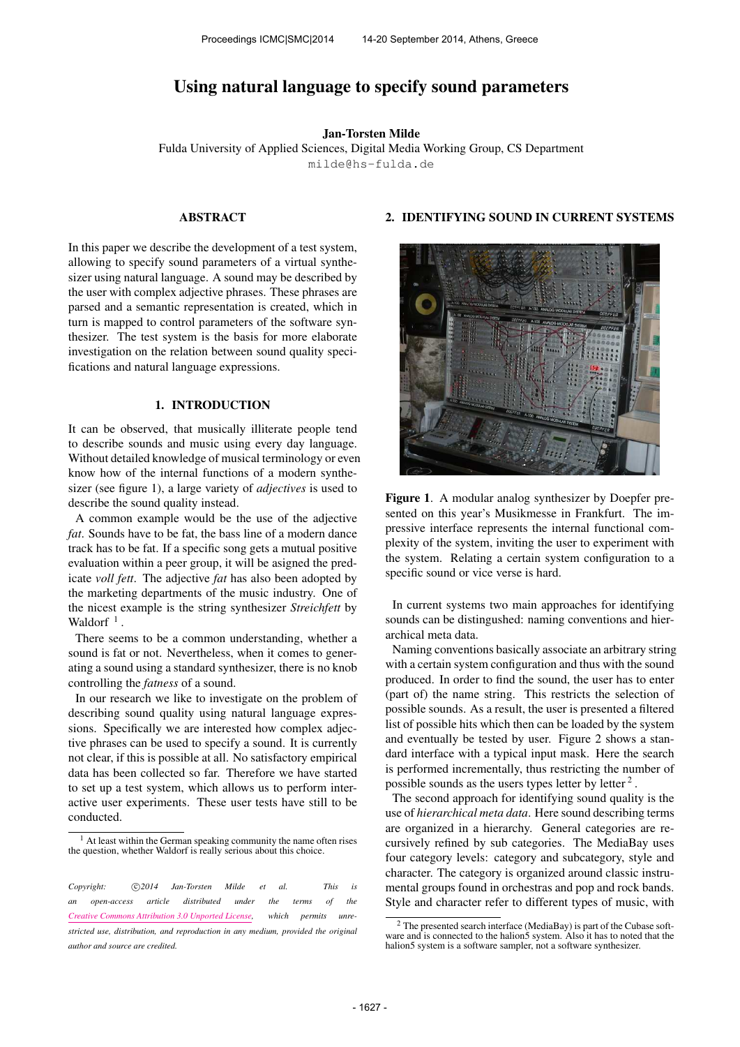# Using natural language to specify sound parameters

**Jan-Torsten Milde**
Fulda University of Applied Sciences, Digital Media Working Group, CS Department
milde@hs-fulda.de

## ABSTRACT

In this paper we describe the development of a test system, allowing to specify sound parameters of a virtual synthesizer using natural language. A sound may be described by the user with complex adjective phrases. These phrases are parsed and a semantic representation is created, which in turn is mapped to control parameters of the software synthesizer. The test system is the basis for more elaborate investigation on the relation between sound quality specifications and natural language expressions.

## 1. INTRODUCTION

It can be observed, that musically illiterate people tend to describe sounds and music using every day language. Without detailed knowledge of musical terminology or even know how of the internal functions of a modern synthesizer (see figure 1), a large variety of *adjectives* is used to describe the sound quality instead.

A common example would be the use of the adjective *fat*. Sounds have to be fat, the bass line of a modern dance track has to be fat. If a specific song gets a mutual positive evaluation within a peer group, it will be asigned the predicate *voll fett*. The adjective *fat* has also been adopted by the marketing departments of the music industry. One of the nicest example is the string synthesizer *Streichfett* by Waldorf [1].

There seems to be a common understanding, whether a sound is fat or not. Nevertheless, when it comes to generating a sound using a standard synthesizer, there is no knob controlling the *fatness* of a sound.

In our research we like to investigate on the problem of describing sound quality using natural language expressions. Specifically we are interested how complex adjective phrases can be used to specify a sound. It is currently not clear, if this is possible at all. No satisfactory empirical data has been collected so far. Therefore we have started to set up a test system, which allows us to perform interactive user experiments. These user tests have still to be conducted.

[1] At least within the German speaking community the name often rises the question, whether Waldorf is really serious about this choice.

*Copyright: ©2014 Jan-Torsten Milde et al. This is an open-access article distributed under the terms of the Creative Commons Attribution 3.0 Unported License, which permits unrestricted use, distribution, and reproduction in any medium, provided the original author and source are credited.*

## 2. IDENTIFYING SOUND IN CURRENT SYSTEMS

**Figure 1**. A modular analog synthesizer by Doepfer presented on this year's Musikmesse in Frankfurt. The impressive interface represents the internal functional complexity of the system, inviting the user to experiment with the system. Relating a certain system configuration to a specific sound or vice verse is hard.

In current systems two main approaches for identifying sounds can be distinguished: naming conventions and hierarchical meta data.

Naming conventions basically associate an arbitrary string with a certain system configuration and thus with the sound produced. In order to find the sound, the user has to enter (part of) the name string. This restricts the selection of possible sounds. As a result, the user is presented a filtered list of possible hits which then can be loaded by the system and eventually be tested by user. Figure 2 shows a standard interface with a typical input mask. Here the search is performed incrementally, thus restricting the number of possible sounds as the users types letter by letter [2].

The second approach for identifying sound quality is the use of *hierarchical meta data*. Here sound describing terms are organized in a hierarchy. General categories are recursively refined by sub categories. The MediaBay uses four category levels: category and subcategory, style and character. The category is organized around classic instrumental groups found in orchestras and pop and rock bands. Style and character refer to different types of music, with

[2] The presented search interface (MediaBay) is part of the Cubase software and is connected to the halion5 system. Also it has to noted that the halion5 system is a software sampler, not a software synthesizer.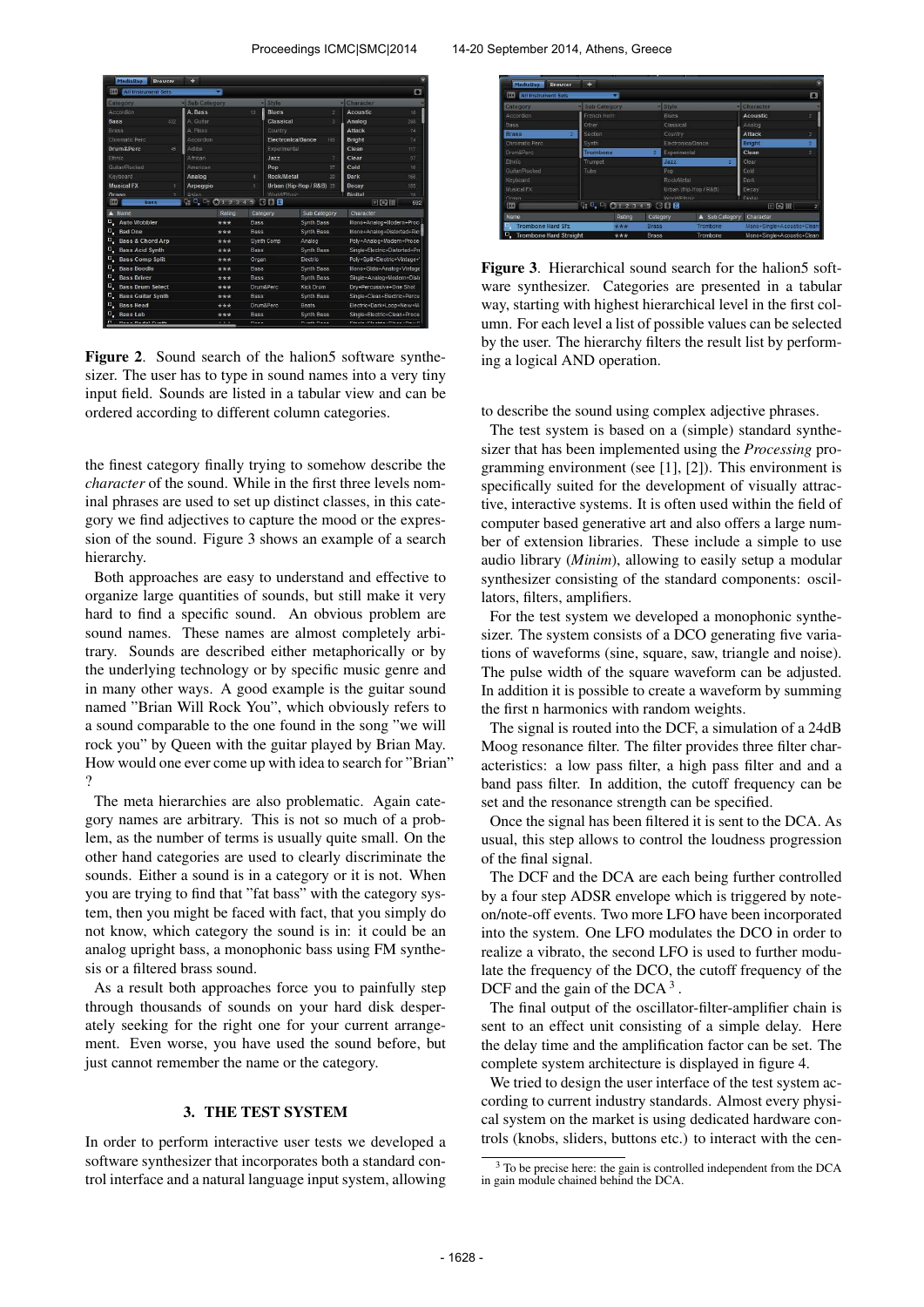**Figure 2**. Sound search of the halion5 software synthesizer. The user has to type in sound names into a very tiny input field. Sounds are listed in a tabular view and can be ordered according to different column categories.

the finest category finally trying to somehow describe the *character* of the sound. While in the first three levels nominal phrases are used to set up distinct classes, in this category we find adjectives to capture the mood or the expression of the sound. Figure 3 shows an example of a search hierarchy.

Both approaches are easy to understand and effective to organize large quantities of sounds, but still make it very hard to find a specific sound. An obvious problem are sound names. These names are almost completely arbitrary. Sounds are described either metaphorically or by the underlying technology or by specific music genre and in many other ways. A good example is the guitar sound named "Brian Will Rock You", which obviously refers to a sound comparable to the one found in the song "we will rock you" by Queen with the guitar played by Brian May. How would one ever come up with idea to search for "Brian" ?

The meta hierarchies are also problematic. Again category names are arbitrary. This is not so much of a problem, as the number of terms is usually quite small. On the other hand categories are used to clearly discriminate the sounds. Either a sound is in a category or it is not. When you are trying to find that "fat bass" with the category system, then you might be faced with fact, that you simply do not know, which category the sound is in: it could be an analog upright bass, a monophonic bass using FM synthesis or a filtered brass sound.

As a result both approaches force you to painfully step through thousands of sounds on your hard disk desperately seeking for the right one for your current arrangement. Even worse, you have used the sound before, but just cannot remember the name or the category.

## 3. THE TEST SYSTEM

In order to perform interactive user tests we developed a software synthesizer that incorporates both a standard control interface and a natural language input system, allowing

**Figure 3**. Hierarchical sound search for the halion5 software synthesizer. Categories are presented in a tabular way, starting with highest hierarchical level in the first column. For each level a list of possible values can be selected by the user. The hierarchy filters the result list by performing a logical AND operation.

to describe the sound using complex adjective phrases.

The test system is based on a (simple) standard synthesizer that has been implemented using the *Processing* programming environment (see [1], [2]). This environment is specifically suited for the development of visually attractive, interactive systems. It is often used within the field of computer based generative art and also offers a large number of extension libraries. These include a simple to use audio library (*Minim*), allowing to easily setup a modular synthesizer consisting of the standard components: oscillators, filters, amplifiers.

For the test system we developed a monophonic synthesizer. The system consists of a DCO generating five variations of waveforms (sine, square, saw, triangle and noise). The pulse width of the square waveform can be adjusted. In addition it is possible to create a waveform by summing the first n harmonics with random weights.

The signal is routed into the DCF, a simulation of a 24dB Moog resonance filter. The filter provides three filter characteristics: a low pass filter, a high pass filter and and a band pass filter. In addition, the cutoff frequency can be set and the resonance strength can be specified.

Once the signal has been filtered it is sent to the DCA. As usual, this step allows to control the loudness progression of the final signal.

The DCF and the DCA are each being further controlled by a four step ADSR envelope which is triggered by note-on/note-off events. Two more LFO have been incorporated into the system. One LFO modulates the DCO in order to realize a vibrato, the second LFO is used to further modulate the frequency of the DCO, the cutoff frequency of the DCF and the gain of the DCA [3] .

The final output of the oscillator-filter-amplifier chain is sent to an effect unit consisting of a simple delay. Here the delay time and the amplification factor can be set. The complete system architecture is displayed in figure 4.

We tried to design the user interface of the test system according to current industry standards. Almost every physical system on the market is using dedicated hardware controls (knobs, sliders, buttons etc.) to interact with the cen-

[3] To be precise here: the gain is controlled independent from the DCA in gain module chained behind the DCA.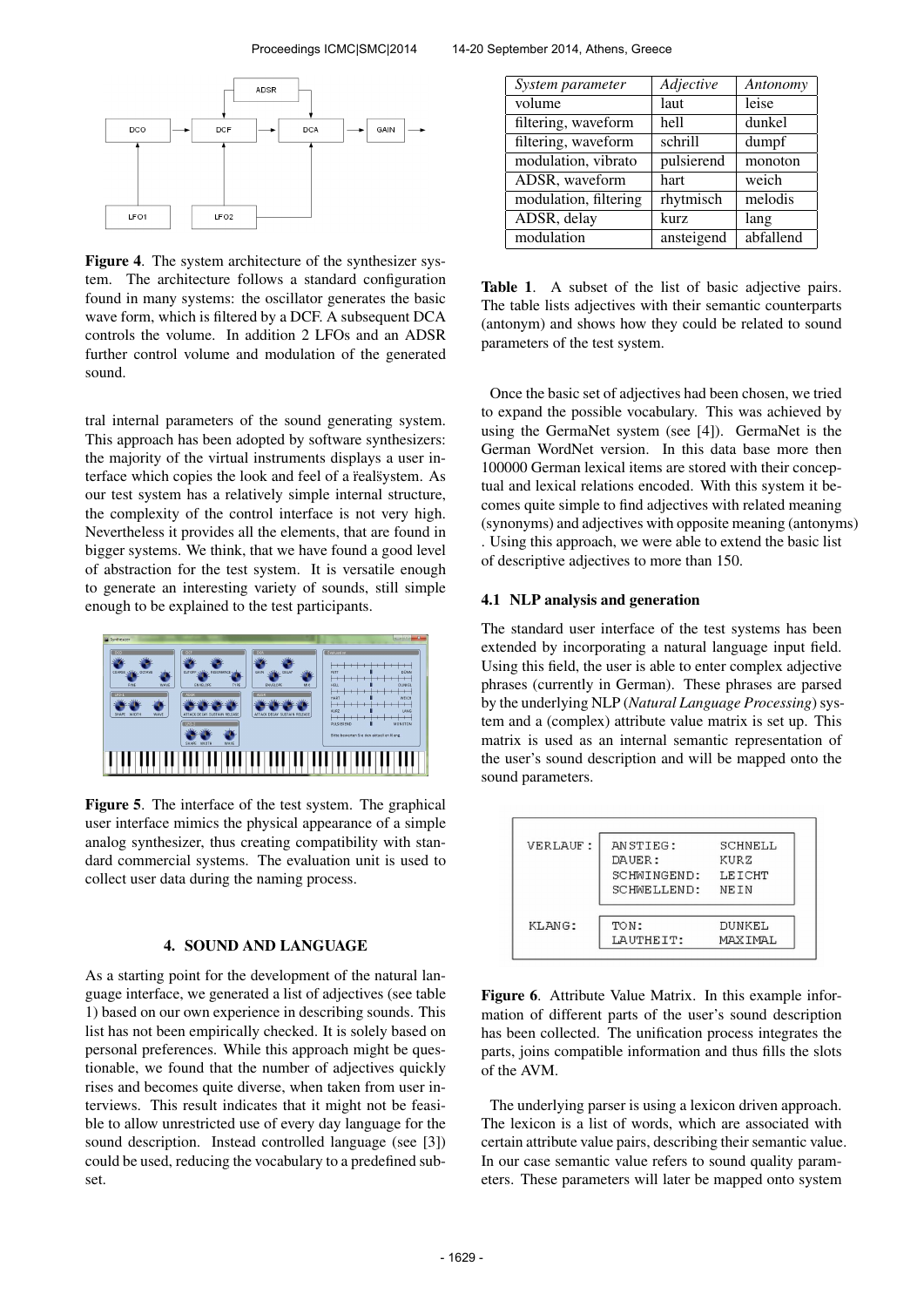**Figure 4**. The system architecture of the synthesizer system. The architecture follows a standard configuration found in many systems: the oscillator generates the basic wave form, which is filtered by a DCF. A subsequent DCA controls the volume. In addition 2 LFOs and an ADSR further control volume and modulation of the generated sound.

tral internal parameters of the sound generating system. This approach has been adopted by software synthesizers: the majority of the virtual instruments displays a user interface which copies the look and feel of a řealšystem. As our test system has a relatively simple internal structure, the complexity of the control interface is not very high. Nevertheless it provides all the elements, that are found in bigger systems. We think, that we have found a good level of abstraction for the test system. It is versatile enough to generate an interesting variety of sounds, still simple enough to be explained to the test participants.

**Figure 5**. The interface of the test system. The graphical user interface mimics the physical appearance of a simple analog synthesizer, thus creating compatibility with standard commercial systems. The evaluation unit is used to collect user data during the naming process.

## 4. SOUND AND LANGUAGE

As a starting point for the development of the natural language interface, we generated a list of adjectives (see table 1) based on our own experience in describing sounds. This list has not been empirically checked. It is solely based on personal preferences. While this approach might be questionable, we found that the number of adjectives quickly rises and becomes quite diverse, when taken from user interviews. This result indicates that it might not be feasible to allow unrestricted use of every day language for the sound description. Instead controlled language (see [3]) could be used, reducing the vocabulary to a predefined subset.

| *System parameter* | *Adjective* | *Antonomy* |
|---|---|---|
| volume | laut | leise |
| filtering, waveform | hell | dunkel |
| filtering, waveform | schrill | dumpf |
| modulation, vibrato | pulsierend | monoton |
| ADSR, waveform | hart | weich |
| modulation, filtering | rhytmisch | melodis |
| ADSR, delay | kurz | lang |
| modulation | ansteigend | abfallend |

**Table 1**. A subset of the list of basic adjective pairs. The table lists adjectives with their semantic counterparts (antonym) and shows how they could be related to sound parameters of the test system.

Once the basic set of adjectives had been chosen, we tried to expand the possible vocabulary. This was achieved by using the GermaNet system (see [4]). GermaNet is the German WordNet version. In this data base more then 100000 German lexical items are stored with their conceptual and lexical relations encoded. With this system it becomes quite simple to find adjectives with related meaning (synonyms) and adjectives with opposite meaning (antonyms) . Using this approach, we were able to extend the basic list of descriptive adjectives to more than 150.

### 4.1 NLP analysis and generation

The standard user interface of the test systems has been extended by incorporating a natural language input field. Using this field, the user is able to enter complex adjective phrases (currently in German). These phrases are parsed by the underlying NLP (*Natural Language Processing*) system and a (complex) attribute value matrix is set up. This matrix is used as an internal semantic representation of the user's sound description and will be mapped onto the sound parameters.

```
VERLAUF:  ANSTIEG:     SCHNELL
          DAUER:       KURZ
          SCHWINGEND:  LEICHT
          SCHWELLEND:  NEIN

KLANG:    TON:         DUNKEL
          LAUTHEIT:    MAXIMAL
```

**Figure 6**. Attribute Value Matrix. In this example information of different parts of the user's sound description has been collected. The unification process integrates the parts, joins compatible information and thus fills the slots of the AVM.

The underlying parser is using a lexicon driven approach. The lexicon is a list of words, which are associated with certain attribute value pairs, describing their semantic value. In our case semantic value refers to sound quality parameters. These parameters will later be mapped onto system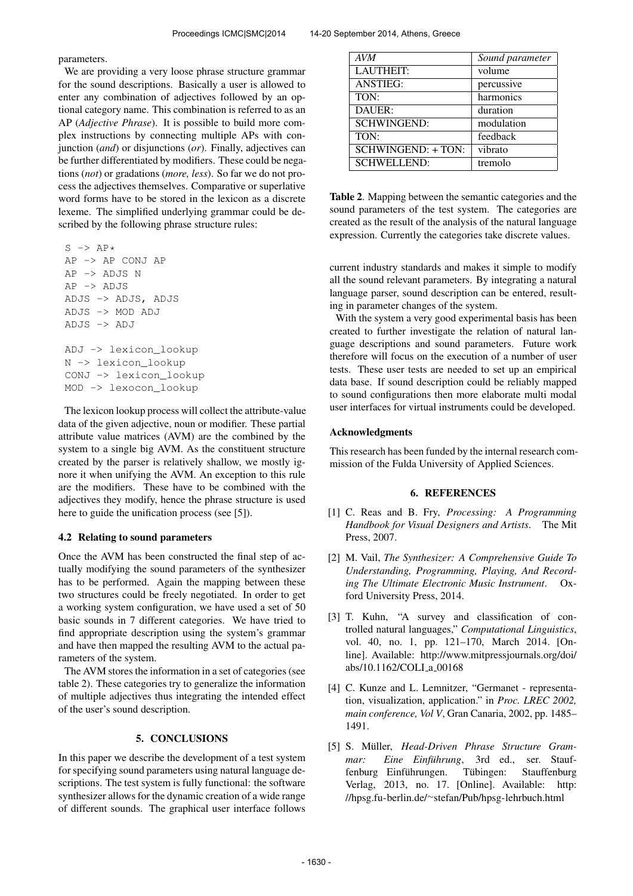parameters.

We are providing a very loose phrase structure grammar for the sound descriptions. Basically a user is allowed to enter any combination of adjectives followed by an optional category name. This combination is referred to as an AP (*Adjective Phrase*). It is possible to build more complex instructions by connecting multiple APs with conjunction (*and*) or disjunctions (*or*). Finally, adjectives can be further differentiated by modifiers. These could be negations (*not*) or gradations (*more, less*). So far we do not process the adjectives themselves. Comparative or superlative word forms have to be stored in the lexicon as a discrete lexeme. The simplified underlying grammar could be described by the following phrase structure rules:

```
S -> AP*
AP -> AP CONJ AP
AP -> ADJS N
AP -> ADJS
ADJS -> ADJS, ADJS
ADJS -> MOD ADJ
ADJS -> ADJ

ADJ -> lexicon_lookup
N -> lexicon_lookup
CONJ -> lexicon_lookup
MOD -> lexocon_lookup
```

The lexicon lookup process will collect the attribute-value data of the given adjective, noun or modifier. These partial attribute value matrices (AVM) are the combined by the system to a single big AVM. As the constituent structure created by the parser is relatively shallow, we mostly ignore it when unifying the AVM. An exception to this rule are the modifiers. These have to be combined with the adjectives they modify, hence the phrase structure is used here to guide the unification process (see [5]).

### 4.2 Relating to sound parameters

Once the AVM has been constructed the final step of actually modifying the sound parameters of the synthesizer has to be performed. Again the mapping between these two structures could be freely negotiated. In order to get a working system configuration, we have used a set of 50 basic sounds in 7 different categories. We have tried to find appropriate description using the system's grammar and have then mapped the resulting AVM to the actual parameters of the system.

The AVM stores the information in a set of categories (see table 2). These categories try to generalize the information of multiple adjectives thus integrating the intended effect of the user's sound description.

| *AVM* | *Sound parameter* |
|---|---|
| LAUTHEIT: | volume |
| ANSTIEG: | percussive |
| TON: | harmonics |
| DAUER: | duration |
| SCHWINGEND: | modulation |
| TON: | feedback |
| SCHWINGEND: + TON: | vibrato |
| SCHWELLEND: | tremolo |

**Table 2**. Mapping between the semantic categories and the sound parameters of the test system. The categories are created as the result of the analysis of the natural language expression. Currently the categories take discrete values.

## 5. CONCLUSIONS

In this paper we describe the development of a test system for specifying sound parameters using natural language descriptions. The test system is fully functional: the software synthesizer allows for the dynamic creation of a wide range of different sounds. The graphical user interface follows current industry standards and makes it simple to modify all the sound relevant parameters. By integrating a natural language parser, sound description can be entered, resulting in parameter changes of the system.

With the system a very good experimental basis has been created to further investigate the relation of natural language descriptions and sound parameters. Future work therefore will focus on the execution of a number of user tests. These user tests are needed to set up an empirical data base. If sound description could be reliably mapped to sound configurations then more elaborate multi modal user interfaces for virtual instruments could be developed.

#### Acknowledgments

This research has been funded by the internal research commission of the Fulda University of Applied Sciences.

## 6. REFERENCES

[1] C. Reas and B. Fry, *Processing: A Programming Handbook for Visual Designers and Artists*. The Mit Press, 2007.

[2] M. Vail, *The Synthesizer: A Comprehensive Guide To Understanding, Programming, Playing, And Recording The Ultimate Electronic Music Instrument*. Oxford University Press, 2014.

[3] T. Kuhn, "A survey and classification of controlled natural languages," *Computational Linguistics*, vol. 40, no. 1, pp. 121–170, March 2014. [Online]. Available: http://www.mitpressjournals.org/doi/abs/10.1162/COLI_a_00168

[4] C. Kunze and L. Lemnitzer, "Germanet - representation, visualization, application." in *Proc. LREC 2002, main conference, Vol V*, Gran Canaria, 2002, pp. 1485–1491.

[5] S. Müller, *Head-Driven Phrase Structure Grammar: Eine Einführung*, 3rd ed., ser. Stauffenburg Einführungen. Tübingen: Stauffenburg Verlag, 2013, no. 17. [Online]. Available: http://hpsg.fu-berlin.de/~stefan/Pub/hpsg-lehrbuch.html